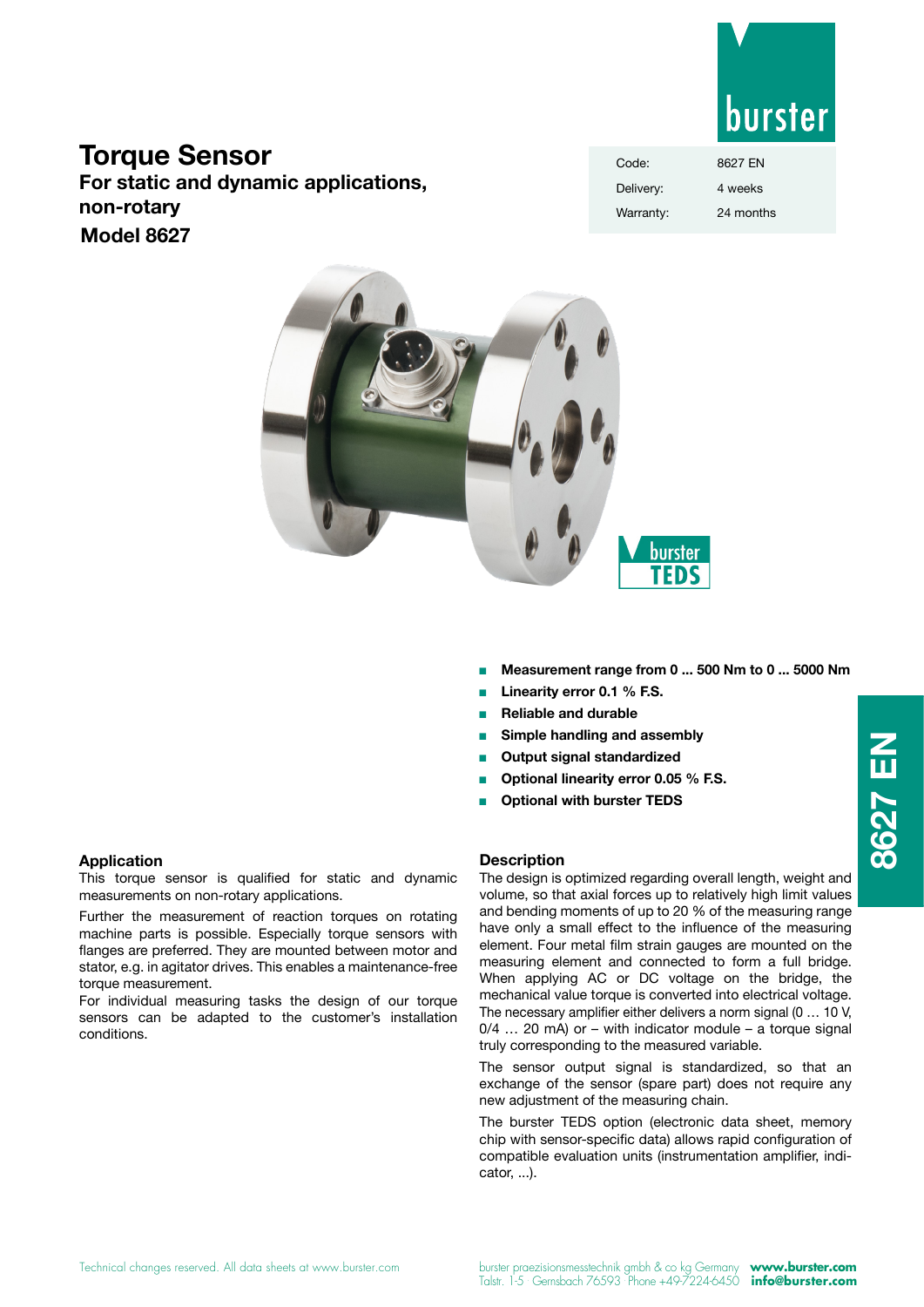# Torque Sensor

## For static and dynamic applications, non-rotary

## Model 8627

| Code: | 8627 EN |
|---|---|
| Delivery: | 4 weeks |
| Warranty: | 24 months |

- **Measurement range from 0 ... 500 Nm to 0 ... 5000 Nm**
- **Linearity error 0.1 % F.S.**
- **Reliable and durable**
- **Simple handling and assembly**
- **Output signal standardized**
- **Optional linearity error 0.05 % F.S.**
- **Optional with burster TEDS**

### Application

This torque sensor is qualified for static and dynamic measurements on non-rotary applications.

Further the measurement of reaction torques on rotating machine parts is possible. Especially torque sensors with flanges are preferred. They are mounted between motor and stator, e.g. in agitator drives. This enables a maintenance-free torque measurement.

For individual measuring tasks the design of our torque sensors can be adapted to the customer's installation conditions.

### Description

The design is optimized regarding overall length, weight and volume, so that axial forces up to relatively high limit values and bending moments of up to 20 % of the measuring range have only a small effect to the influence of the measuring element. Four metal film strain gauges are mounted on the measuring element and connected to form a full bridge. When applying AC or DC voltage on the bridge, the mechanical value torque is converted into electrical voltage. The necessary amplifier either delivers a norm signal (0 … 10 V, 0/4 … 20 mA) or – with indicator module – a torque signal truly corresponding to the measured variable.

The sensor output signal is standardized, so that an exchange of the sensor (spare part) does not require any new adjustment of the measuring chain.

The burster TEDS option (electronic data sheet, memory chip with sensor-specific data) allows rapid configuration of compatible evaluation units (instrumentation amplifier, indicator, ...).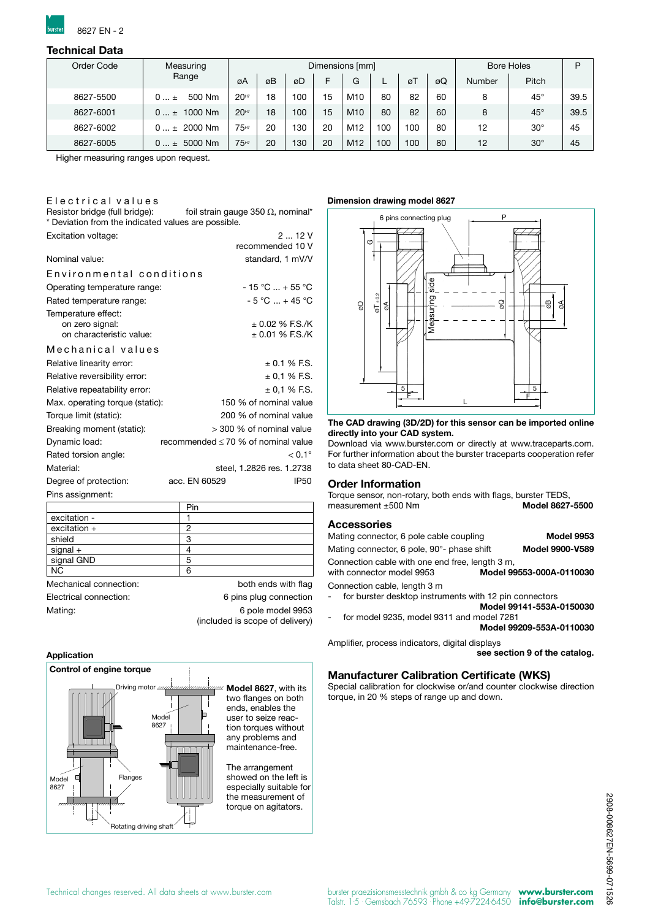## Technical Data

| Order Code | Measuring Range | Dimensions [mm] | | | | | | | | Bore Holes | | P |
|---|---|---|---|---|---|---|---|---|---|---|---|---|
| | | øA | øB | øD | F | G | L | øT | øQ | Number | Pitch | |
| 8627-5500 | 0 ... ± 500 Nm | 20$^{H7}$ | 18 | 100 | 15 | M10 | 80 | 82 | 60 | 8 | 45° | 39.5 |
| 8627-6001 | 0 ... ± 1000 Nm | 20$^{H7}$ | 18 | 100 | 15 | M10 | 80 | 82 | 60 | 8 | 45° | 39.5 |
| 8627-6002 | 0 ... ± 2000 Nm | 75$^{H7}$ | 20 | 130 | 20 | M12 | 100 | 100 | 80 | 12 | 30° | 45 |
| 8627-6005 | 0 ... ± 5000 Nm | 75$^{H7}$ | 20 | 130 | 20 | M12 | 100 | 100 | 80 | 12 | 30° | 45 |

Higher measuring ranges upon request.

### Electrical values

Resistor bridge (full bridge): foil strain gauge 350 Ω, nominal*

\* Deviation from the indicated values are possible.

Excitation voltage: 2 ... 12 V, recommended 10 V

Nominal value: standard, 1 mV/V

### Environmental conditions

Operating temperature range: - 15 °C ... + 55 °C

Rated temperature range: - 5 °C ... + 45 °C

Temperature effect:
- on zero signal: ± 0.02 % F.S./K
- on characteristic value: ± 0.01 % F.S./K

### Mechanical values

Relative linearity error: ± 0.1 % F.S.

Relative reversibility error: ± 0,1 % F.S.

Relative repeatability error: ± 0,1 % F.S.

Max. operating torque (static): 150 % of nominal value

Torque limit (static): 200 % of nominal value

Breaking moment (static): > 300 % of nominal value

Dynamic load: recommended ≤ 70 % of nominal value

Rated torsion angle: < 0.1°

Material: steel, 1.2826 res. 1.2738

Degree of protection: acc. EN 60529 IP50

Pins assignment:

| | Pin |
|---|---|
| excitation - | 1 |
| excitation + | 2 |
| shield | 3 |
| signal + | 4 |
| signal GND | 5 |
| NC | 6 |

Mechanical connection: both ends with flag

Electrical connection: 6 pins plug connection

Mating: 6 pole model 9953 (included is scope of delivery)

### Application

**Control of engine torque**

Driving motor

Model 8627

Flanges

Model 8627

Rotating driving shaft

**Model 8627**, with its two flanges on both ends, enables the user to seize reaction torques without any problems and maintenance-free.

The arrangement showed on the left is especially suitable for the measurement of torque on agitators.

### Dimension drawing model 8627

6 pins connecting plug

P

G

øD

øT$_{-0.2}$

øA

Measuring side

øQ

øB

øA

5

F

L

5

F

**The CAD drawing (3D/2D) for this sensor can be imported online directly into your CAD system.**

Download via www.burster.com or directly at www.traceparts.com. For further information about the burster traceparts cooperation refer to data sheet 80-CAD-EN.

## Order Information

Torque sensor, non-rotary, both ends with flags, burster TEDS, measurement ±500 Nm **Model 8627-5500**

## Accessories

Mating connector, 6 pole cable coupling **Model 9953**

Mating connector, 6 pole, 90°- phase shift **Model 9900-V589**

Connection cable with one end free, length 3 m, with connector model 9953 **Model 99553-000A-0110030**

Connection cable, length 3 m
- for burster desktop instruments with 12 pin connectors **Model 99141-553A-0150030**
- for model 9235, model 9311 and model 7281 **Model 99209-553A-0110030**

Amplifier, process indicators, digital displays **see section 9 of the catalog.**

## Manufacturer Calibration Certificate (WKS)

Special calibration for clockwise or/and counter clockwise direction torque, in 20 % steps of range up and down.

2908-008627EN-5699-071526

Technical changes reserved. All data sheets at www.burster.com

burster praezisionsmesstechnik gmbh & co kg Germany · Talstr. 1-5 · Gernsbach 76593 · Phone +49-7224-6450 **www.burster.com info@burster.com**